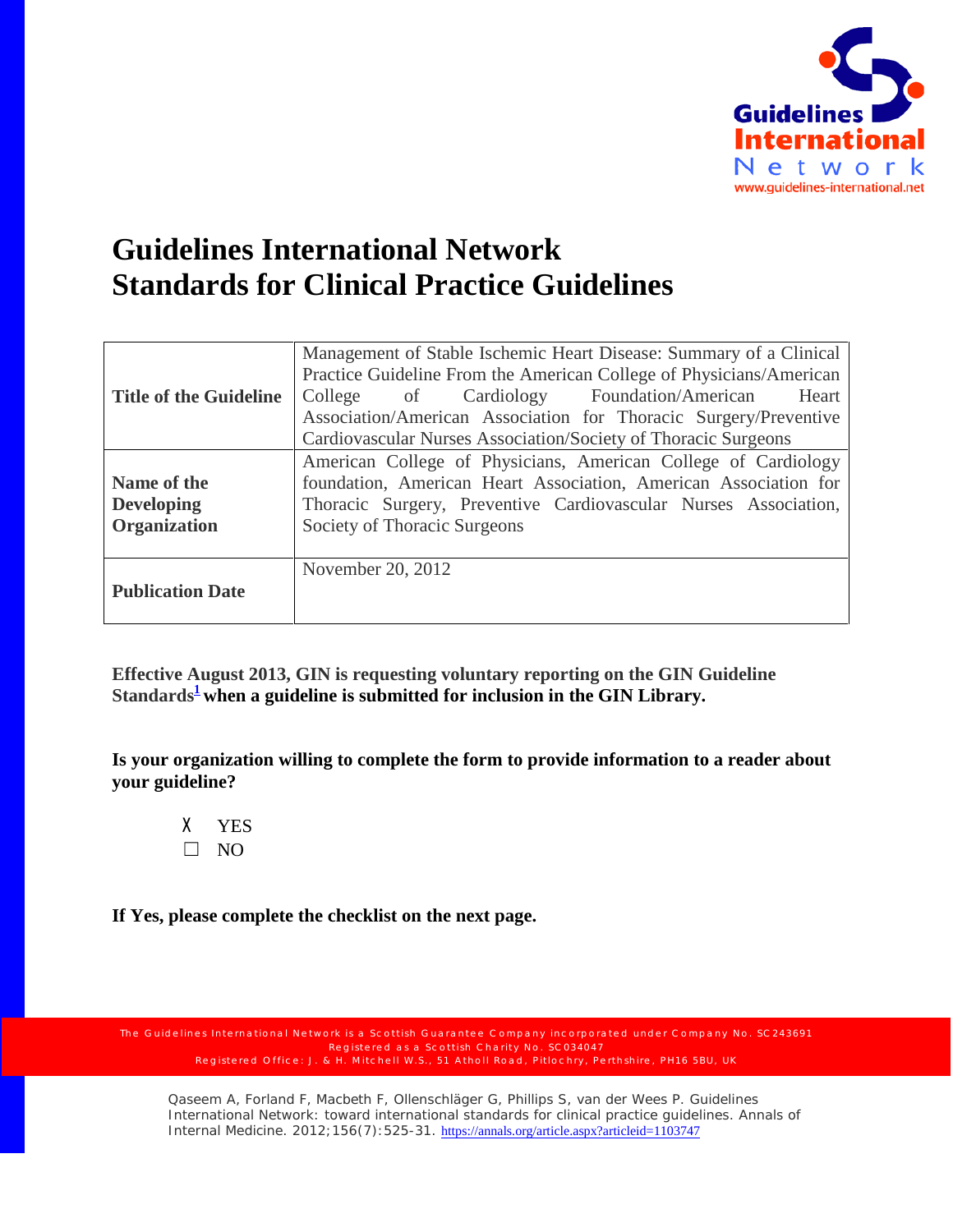# Guidelines International Network
# Standards for Clinical Practice Guidelines

| | |
|---|---|
| **Title of the Guideline** | Management of Stable Ischemic Heart Disease: Summary of a Clinical Practice Guideline From the American College of Physicians/American College of Cardiology Foundation/American Heart Association/American Association for Thoracic Surgery/Preventive Cardiovascular Nurses Association/Society of Thoracic Surgeons |
| **Name of the Developing Organization** | American College of Physicians, American College of Cardiology foundation, American Heart Association, American Association for Thoracic Surgery, Preventive Cardiovascular Nurses Association, Society of Thoracic Surgeons |
| **Publication Date** | November 20, 2012 |

**Effective August 2013, GIN is requesting voluntary reporting on the GIN Guideline Standards[1] when a guideline is submitted for inclusion in the GIN Library.**

**Is your organization willing to complete the form to provide information to a reader about your guideline?**

- X YES
- ☐ NO

**If Yes, please complete the checklist on the next page.**

The Guidelines International Network is a Scottish Guarantee Company incorporated under Company No. SC243691
Registered as a Scottish Charity No. SC034047
Registered Office: J. & H. Mitchell W.S., 51 Atholl Road, Pitlochry, Perthshire, PH16 5BU, UK

Qaseem A, Forland F, Macbeth F, Ollenschläger G, Phillips S, van der Wees P. Guidelines International Network: toward international standards for clinical practice guidelines. Annals of Internal Medicine. 2012;156(7):525-31. https://annals.org/article.aspx?articleid=1103747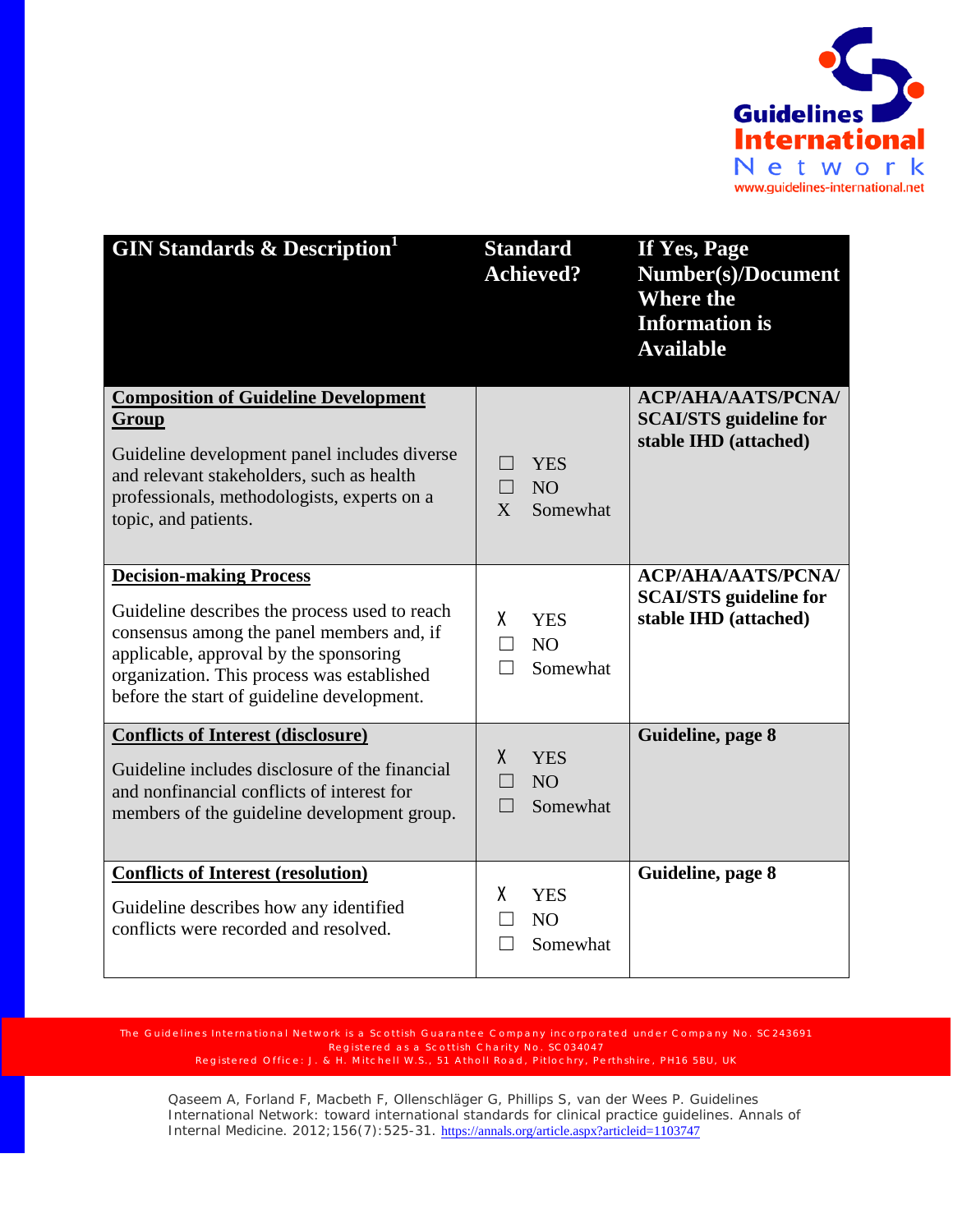| GIN Standards & Description[1] | Standard Achieved? | If Yes, Page Number(s)/Document Where the Information is Available |
|---|---|---|
| **Composition of Guideline Development Group** Guideline development panel includes diverse and relevant stakeholders, such as health professionals, methodologists, experts on a topic, and patients. | ☐ YES ☐ NO X Somewhat | **ACP/AHA/AATS/PCNA/ SCAI/STS guideline for stable IHD (attached)** |
| **Decision-making Process** Guideline describes the process used to reach consensus among the panel members and, if applicable, approval by the sponsoring organization. This process was established before the start of guideline development. | X YES ☐ NO ☐ Somewhat | **ACP/AHA/AATS/PCNA/ SCAI/STS guideline for stable IHD (attached)** |
| **Conflicts of Interest (disclosure)** Guideline includes disclosure of the financial and nonfinancial conflicts of interest for members of the guideline development group. | X YES ☐ NO ☐ Somewhat | **Guideline, page 8** |
| **Conflicts of Interest (resolution)** Guideline describes how any identified conflicts were recorded and resolved. | X YES ☐ NO ☐ Somewhat | **Guideline, page 8** |

The Guidelines International Network is a Scottish Guarantee Company incorporated under Company No. SC243691
Registered as a Scottish Charity No. SC034047
Registered Office: J. & H. Mitchell W.S., 51 Atholl Road, Pitlochry, Perthshire, PH16 5BU, UK

Qaseem A, Forland F, Macbeth F, Ollenschläger G, Phillips S, van der Wees P. Guidelines International Network: toward international standards for clinical practice guidelines. Annals of Internal Medicine. 2012;156(7):525-31. https://annals.org/article.aspx?articleid=1103747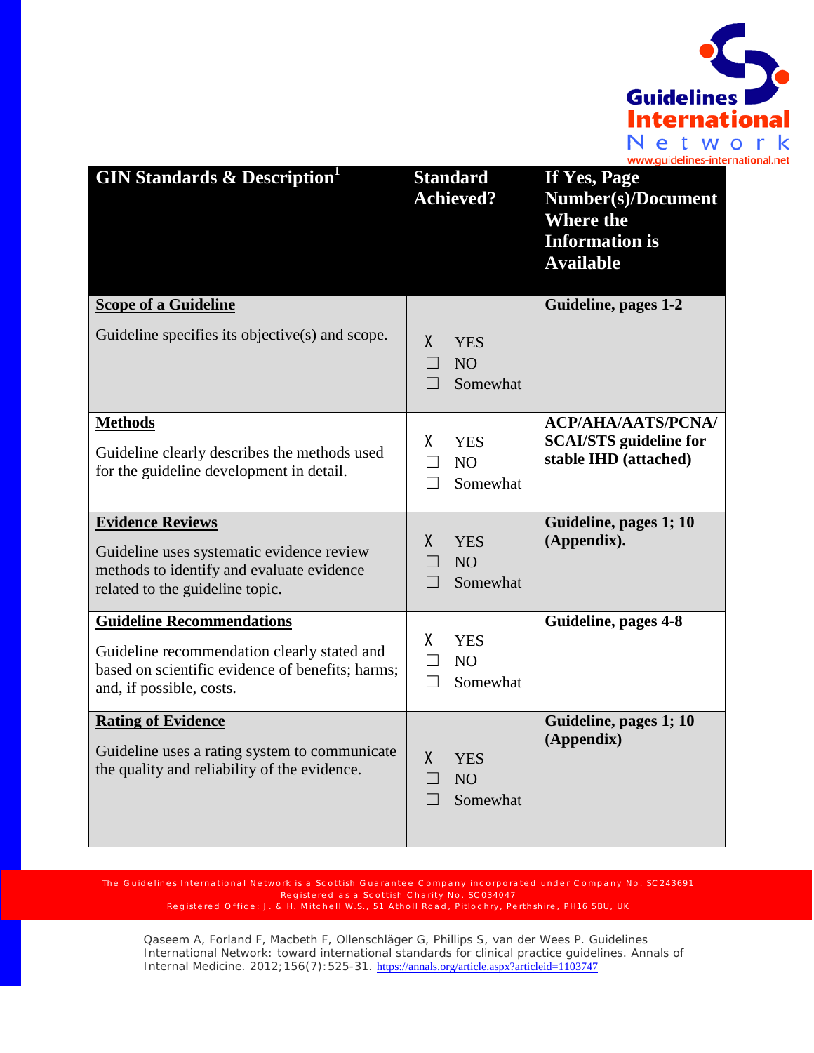| GIN Standards & Description[1] | Standard Achieved? | If Yes, Page Number(s)/Document Where the Information is Available |
|---|---|---|
| **Scope of a Guideline**<br><br>Guideline specifies its objective(s) and scope. | X YES<br>☐ NO<br>☐ Somewhat | **Guideline, pages 1-2** |
| **Methods**<br><br>Guideline clearly describes the methods used for the guideline development in detail. | X YES<br>☐ NO<br>☐ Somewhat | **ACP/AHA/AATS/PCNA/ SCAI/STS guideline for stable IHD (attached)** |
| **Evidence Reviews**<br><br>Guideline uses systematic evidence review methods to identify and evaluate evidence related to the guideline topic. | X YES<br>☐ NO<br>☐ Somewhat | **Guideline, pages 1; 10 (Appendix).** |
| **Guideline Recommendations**<br><br>Guideline recommendation clearly stated and based on scientific evidence of benefits; harms; and, if possible, costs. | X YES<br>☐ NO<br>☐ Somewhat | **Guideline, pages 4-8** |
| **Rating of Evidence**<br><br>Guideline uses a rating system to communicate the quality and reliability of the evidence. | X YES<br>☐ NO<br>☐ Somewhat | **Guideline, pages 1; 10 (Appendix)** |

The Guidelines International Network is a Scottish Guarantee Company incorporated under Company No. SC243691
Registered as a Scottish Charity No. SC034047
Registered Office: J. & H. Mitchell W.S., 51 Atholl Road, Pitlochry, Perthshire, PH16 5BU, UK

Qaseem A, Forland F, Macbeth F, Ollenschläger G, Phillips S, van der Wees P. Guidelines International Network: toward international standards for clinical practice guidelines. Annals of Internal Medicine. 2012;156(7):525-31. https://annals.org/article.aspx?articleid=1103747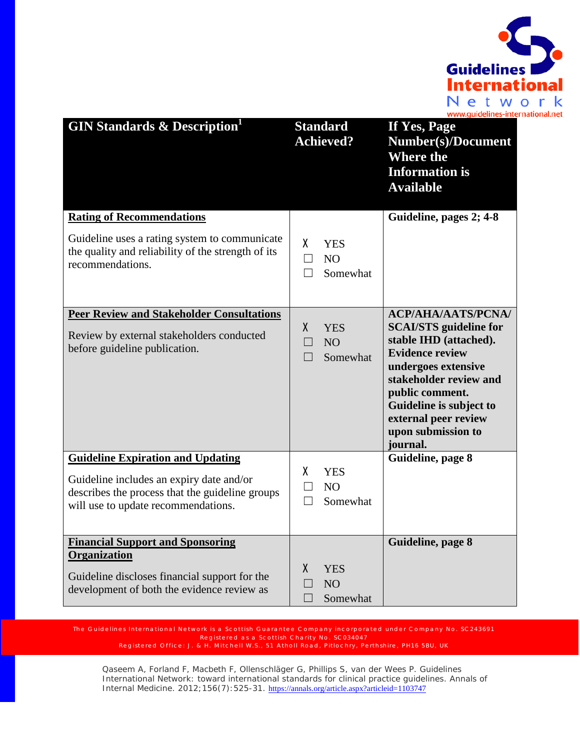| GIN Standards & Description[1] | Standard Achieved? | If Yes, Page Number(s)/Document Where the Information is Available |
|---|---|---|
| **Rating of Recommendations**<br><br>Guideline uses a rating system to communicate the quality and reliability of the strength of its recommendations. | X YES<br>☐ NO<br>☐ Somewhat | **Guideline, pages 2; 4-8** |
| **Peer Review and Stakeholder Consultations**<br><br>Review by external stakeholders conducted before guideline publication. | X YES<br>☐ NO<br>☐ Somewhat | **ACP/AHA/AATS/PCNA/ SCAI/STS guideline for stable IHD (attached). Evidence review undergoes extensive stakeholder review and public comment. Guideline is subject to external peer review upon submission to journal.** |
| **Guideline Expiration and Updating**<br><br>Guideline includes an expiry date and/or describes the process that the guideline groups will use to update recommendations. | X YES<br>☐ NO<br>☐ Somewhat | **Guideline, page 8** |
| **Financial Support and Sponsoring Organization**<br><br>Guideline discloses financial support for the development of both the evidence review as | X YES<br>☐ NO<br>☐ Somewhat | **Guideline, page 8** |

The Guidelines International Network is a Scottish Guarantee Company incorporated under Company No. SC243691
Registered as a Scottish Charity No. SC034047
Registered Office: J. & H. Mitchell W.S., 51 Atholl Road, Pitlochry, Perthshire, PH16 5BU, UK

Qaseem A, Forland F, Macbeth F, Ollenschläger G, Phillips S, van der Wees P. Guidelines International Network: toward international standards for clinical practice guidelines. Annals of Internal Medicine. 2012;156(7):525-31. https://annals.org/article.aspx?articleid=1103747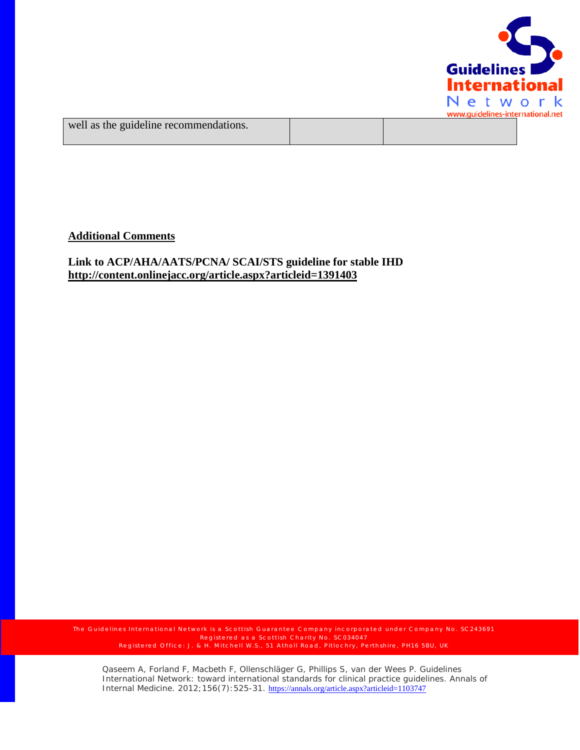| | | |
|---|---|---|
| well as the guideline recommendations. | | |

**Additional Comments**

**Link to ACP/AHA/AATS/PCNA/ SCAI/STS guideline for stable IHD**
**http://content.onlinejacc.org/article.aspx?articleid=1391403**

Qaseem A, Forland F, Macbeth F, Ollenschläger G, Phillips S, van der Wees P. Guidelines International Network: toward international standards for clinical practice guidelines. Annals of Internal Medicine. 2012;156(7):525-31. https://annals.org/article.aspx?articleid=1103747